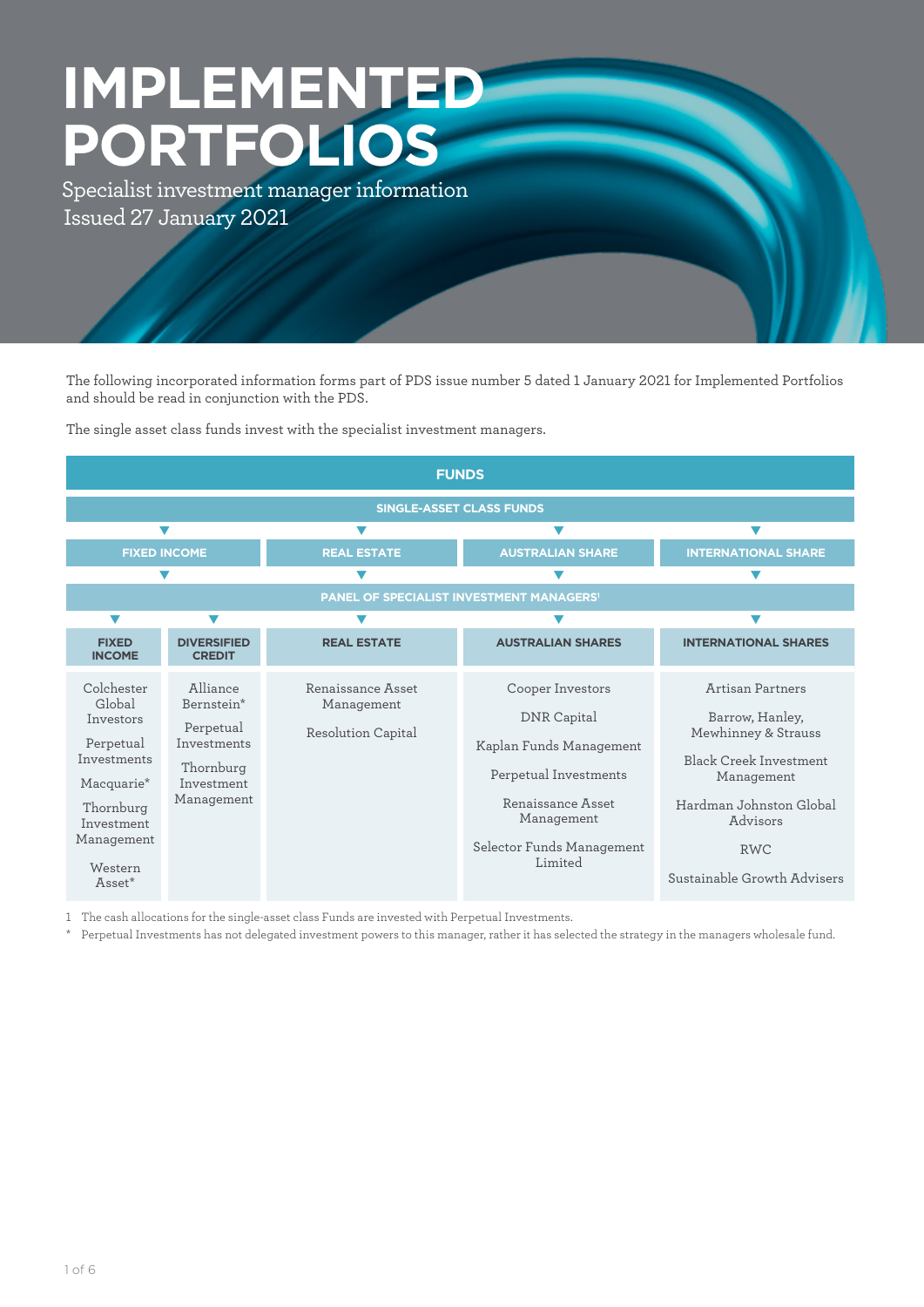# IMPLEMENTED PORTFOLIOS

Specialist investment manager information
Issued 27 January 2021

The following incorporated information forms part of PDS issue number 5 dated 1 January 2021 for Implemented Portfolios and should be read in conjunction with the PDS.

The single asset class funds invest with the specialist investment managers.

**FUNDS**

**SINGLE-ASSET CLASS FUNDS**

| FIXED INCOME | | REAL ESTATE | AUSTRALIAN SHARE | INTERNATIONAL SHARE |
|---|---|---|---|---|
| **PANEL OF SPECIALIST INVESTMENT MANAGERS[1]** | | | | |
| **FIXED INCOME** | **DIVERSIFIED CREDIT** | **REAL ESTATE** | **AUSTRALIAN SHARES** | **INTERNATIONAL SHARES** |
| Colchester Global Investors | Alliance Bernstein* | Renaissance Asset Management | Cooper Investors | Artisan Partners |
| Perpetual Investments | Perpetual Investments | Resolution Capital | DNR Capital | Barrow, Hanley, Mewhinney & Strauss |
| Macquarie* | Thornburg Investment Management | | Kaplan Funds Management | Black Creek Investment Management |
| Thornburg Investment Management | | | Perpetual Investments | Hardman Johnston Global Advisors |
| Western Asset* | | | Renaissance Asset Management | RWC |
| | | | Selector Funds Management Limited | Sustainable Growth Advisers |

1 The cash allocations for the single-asset class Funds are invested with Perpetual Investments.

\* Perpetual Investments has not delegated investment powers to this manager, rather it has selected the strategy in the managers wholesale fund.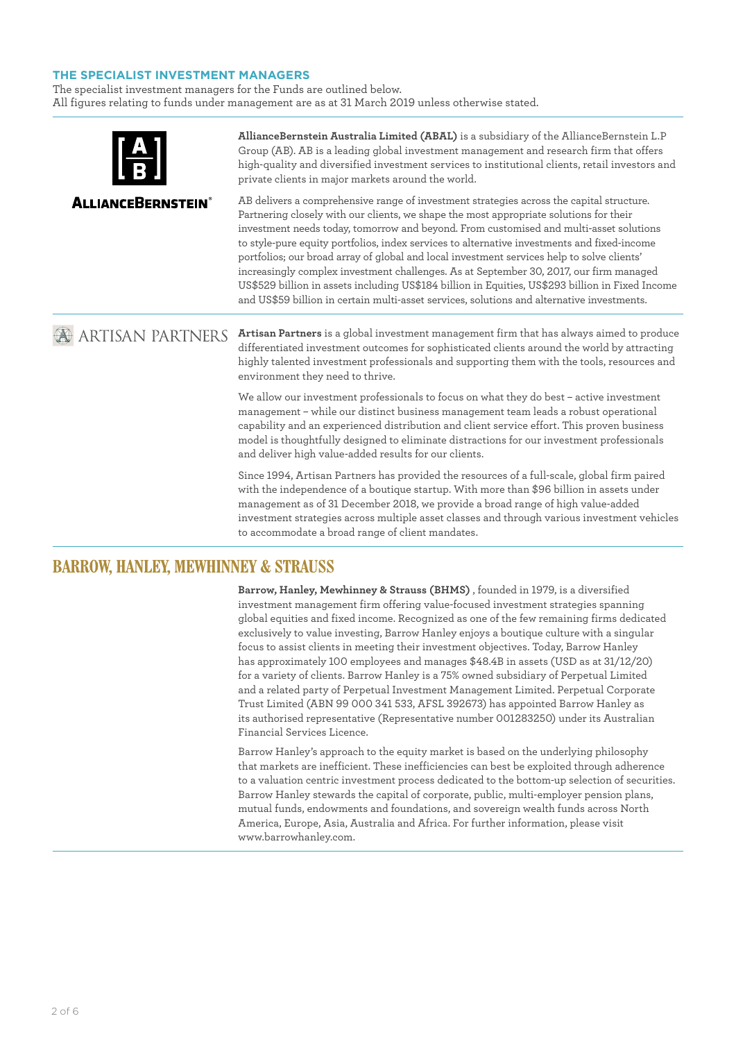## THE SPECIALIST INVESTMENT MANAGERS

The specialist investment managers for the Funds are outlined below.
All figures relating to funds under management are as at 31 March 2019 unless otherwise stated.

### ALLIANCEBERNSTEIN

**AllianceBernstein Australia Limited (ABAL)** is a subsidiary of the AllianceBernstein L.P Group (AB). AB is a leading global investment management and research firm that offers high-quality and diversified investment services to institutional clients, retail investors and private clients in major markets around the world.

AB delivers a comprehensive range of investment strategies across the capital structure. Partnering closely with our clients, we shape the most appropriate solutions for their investment needs today, tomorrow and beyond. From customised and multi-asset solutions to style-pure equity portfolios, index services to alternative investments and fixed-income portfolios; our broad array of global and local investment services help to solve clients' increasingly complex investment challenges. As at September 30, 2017, our firm managed US$529 billion in assets including US$184 billion in Equities, US$293 billion in Fixed Income and US$59 billion in certain multi-asset services, solutions and alternative investments.

### ARTISAN PARTNERS

**Artisan Partners** is a global investment management firm that has always aimed to produce differentiated investment outcomes for sophisticated clients around the world by attracting highly talented investment professionals and supporting them with the tools, resources and environment they need to thrive.

We allow our investment professionals to focus on what they do best – active investment management – while our distinct business management team leads a robust operational capability and an experienced distribution and client service effort. This proven business model is thoughtfully designed to eliminate distractions for our investment professionals and deliver high value-added results for our clients.

Since 1994, Artisan Partners has provided the resources of a full-scale, global firm paired with the independence of a boutique startup. With more than $96 billion in assets under management as of 31 December 2018, we provide a broad range of high value-added investment strategies across multiple asset classes and through various investment vehicles to accommodate a broad range of client mandates.

### BARROW, HANLEY, MEWHINNEY & STRAUSS

**Barrow, Hanley, Mewhinney & Strauss (BHMS)** , founded in 1979, is a diversified investment management firm offering value-focused investment strategies spanning global equities and fixed income. Recognized as one of the few remaining firms dedicated exclusively to value investing, Barrow Hanley enjoys a boutique culture with a singular focus to assist clients in meeting their investment objectives. Today, Barrow Hanley has approximately 100 employees and manages $48.4B in assets (USD as at 31/12/20) for a variety of clients. Barrow Hanley is a 75% owned subsidiary of Perpetual Limited and a related party of Perpetual Investment Management Limited. Perpetual Corporate Trust Limited (ABN 99 000 341 533, AFSL 392673) has appointed Barrow Hanley as its authorised representative (Representative number 001283250) under its Australian Financial Services Licence.

Barrow Hanley's approach to the equity market is based on the underlying philosophy that markets are inefficient. These inefficiencies can best be exploited through adherence to a valuation centric investment process dedicated to the bottom-up selection of securities. Barrow Hanley stewards the capital of corporate, public, multi-employer pension plans, mutual funds, endowments and foundations, and sovereign wealth funds across North America, Europe, Asia, Australia and Africa. For further information, please visit www.barrowhanley.com.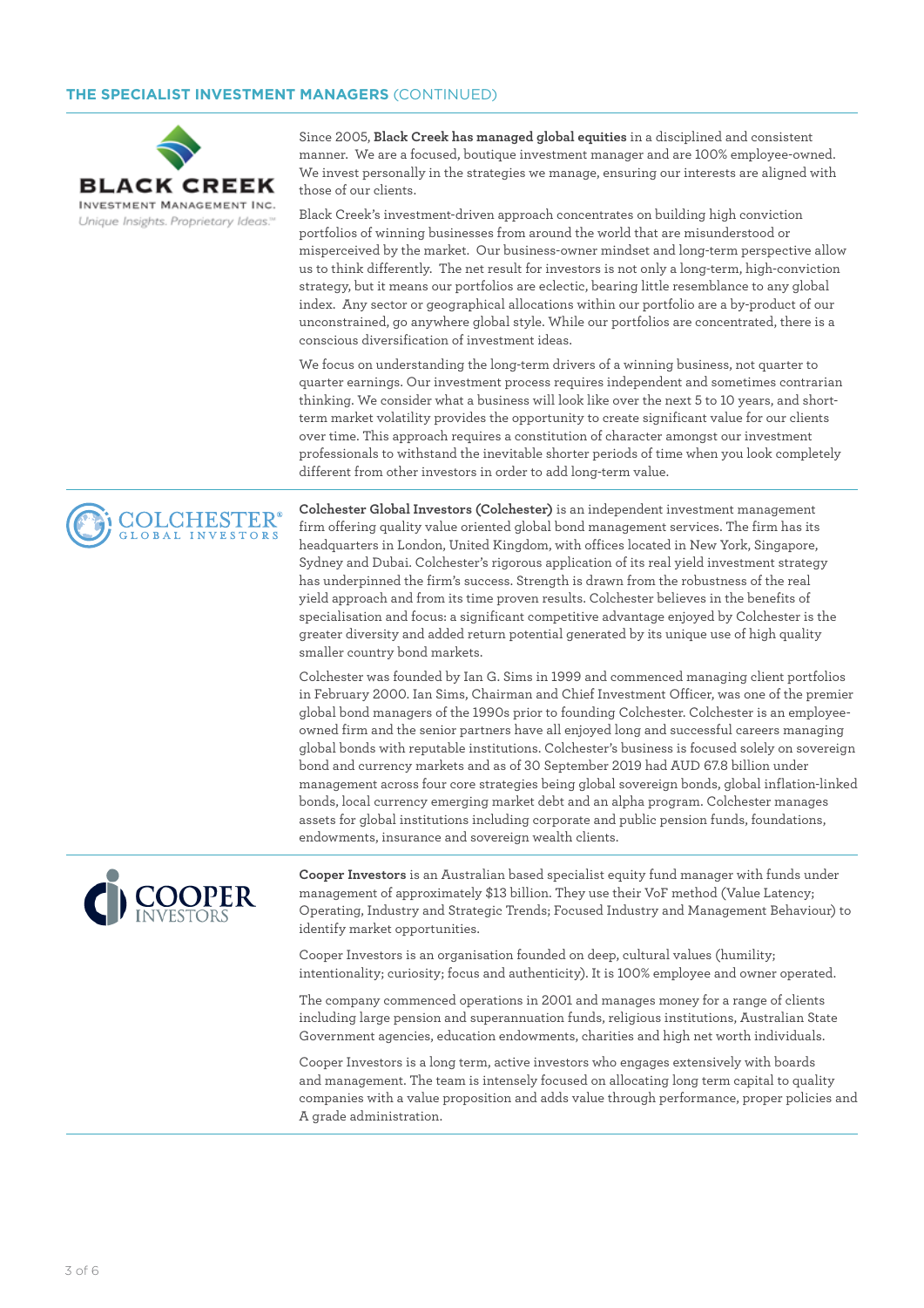## THE SPECIALIST INVESTMENT MANAGERS (CONTINUED)

Since 2005, **Black Creek has managed global equities** in a disciplined and consistent manner. We are a focused, boutique investment manager and are 100% employee-owned. We invest personally in the strategies we manage, ensuring our interests are aligned with those of our clients.

Black Creek's investment-driven approach concentrates on building high conviction portfolios of winning businesses from around the world that are misunderstood or misperceived by the market. Our business-owner mindset and long-term perspective allow us to think differently. The net result for investors is not only a long-term, high-conviction strategy, but it means our portfolios are eclectic, bearing little resemblance to any global index. Any sector or geographical allocations within our portfolio are a by-product of our unconstrained, go anywhere global style. While our portfolios are concentrated, there is a conscious diversification of investment ideas.

We focus on understanding the long-term drivers of a winning business, not quarter to quarter earnings. Our investment process requires independent and sometimes contrarian thinking. We consider what a business will look like over the next 5 to 10 years, and short-term market volatility provides the opportunity to create significant value for our clients over time. This approach requires a constitution of character amongst our investment professionals to withstand the inevitable shorter periods of time when you look completely different from other investors in order to add long-term value.

**Colchester Global Investors (Colchester)** is an independent investment management firm offering quality value oriented global bond management services. The firm has its headquarters in London, United Kingdom, with offices located in New York, Singapore, Sydney and Dubai. Colchester's rigorous application of its real yield investment strategy has underpinned the firm's success. Strength is drawn from the robustness of the real yield approach and from its time proven results. Colchester believes in the benefits of specialisation and focus: a significant competitive advantage enjoyed by Colchester is the greater diversity and added return potential generated by its unique use of high quality smaller country bond markets.

Colchester was founded by Ian G. Sims in 1999 and commenced managing client portfolios in February 2000. Ian Sims, Chairman and Chief Investment Officer, was one of the premier global bond managers of the 1990s prior to founding Colchester. Colchester is an employee-owned firm and the senior partners have all enjoyed long and successful careers managing global bonds with reputable institutions. Colchester's business is focused solely on sovereign bond and currency markets and as of 30 September 2019 had AUD 67.8 billion under management across four core strategies being global sovereign bonds, global inflation-linked bonds, local currency emerging market debt and an alpha program. Colchester manages assets for global institutions including corporate and public pension funds, foundations, endowments, insurance and sovereign wealth clients.

**Cooper Investors** is an Australian based specialist equity fund manager with funds under management of approximately $13 billion. They use their VoF method (Value Latency; Operating, Industry and Strategic Trends; Focused Industry and Management Behaviour) to identify market opportunities.

Cooper Investors is an organisation founded on deep, cultural values (humility; intentionality; curiosity; focus and authenticity). It is 100% employee and owner operated.

The company commenced operations in 2001 and manages money for a range of clients including large pension and superannuation funds, religious institutions, Australian State Government agencies, education endowments, charities and high net worth individuals.

Cooper Investors is a long term, active investors who engages extensively with boards and management. The team is intensely focused on allocating long term capital to quality companies with a value proposition and adds value through performance, proper policies and A grade administration.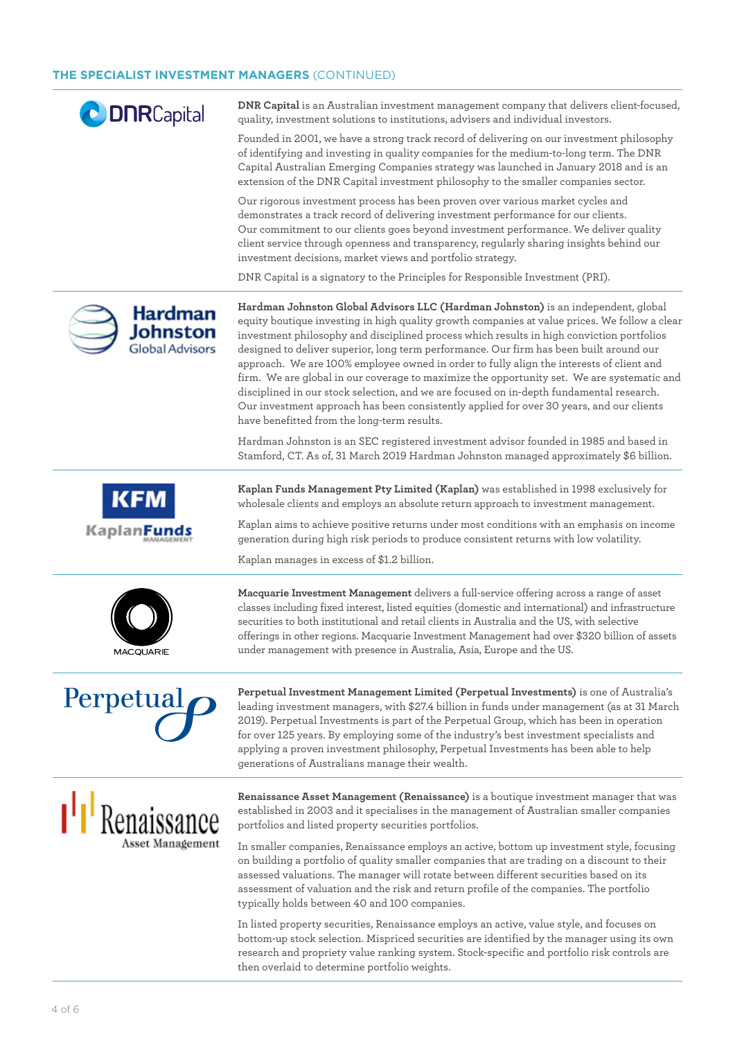## THE SPECIALIST INVESTMENT MANAGERS (CONTINUED)

**DNR Capital** is an Australian investment management company that delivers client-focused, quality, investment solutions to institutions, advisers and individual investors.

Founded in 2001, we have a strong track record of delivering on our investment philosophy of identifying and investing in quality companies for the medium-to-long term. The DNR Capital Australian Emerging Companies strategy was launched in January 2018 and is an extension of the DNR Capital investment philosophy to the smaller companies sector.

Our rigorous investment process has been proven over various market cycles and demonstrates a track record of delivering investment performance for our clients. Our commitment to our clients goes beyond investment performance. We deliver quality client service through openness and transparency, regularly sharing insights behind our investment decisions, market views and portfolio strategy.

DNR Capital is a signatory to the Principles for Responsible Investment (PRI).

**Hardman Johnston Global Advisors LLC (Hardman Johnston)** is an independent, global equity boutique investing in high quality growth companies at value prices. We follow a clear investment philosophy and disciplined process which results in high conviction portfolios designed to deliver superior, long term performance. Our firm has been built around our approach. We are 100% employee owned in order to fully align the interests of client and firm. We are global in our coverage to maximize the opportunity set. We are systematic and disciplined in our stock selection, and we are focused on in-depth fundamental research. Our investment approach has been consistently applied for over 30 years, and our clients have benefitted from the long-term results.

Hardman Johnston is an SEC registered investment advisor founded in 1985 and based in Stamford, CT. As of, 31 March 2019 Hardman Johnston managed approximately $6 billion.

**Kaplan Funds Management Pty Limited (Kaplan)** was established in 1998 exclusively for wholesale clients and employs an absolute return approach to investment management.

Kaplan aims to achieve positive returns under most conditions with an emphasis on income generation during high risk periods to produce consistent returns with low volatility.

Kaplan manages in excess of $1.2 billion.

**Macquarie Investment Management** delivers a full-service offering across a range of asset classes including fixed interest, listed equities (domestic and international) and infrastructure securities to both institutional and retail clients in Australia and the US, with selective offerings in other regions. Macquarie Investment Management had over $320 billion of assets under management with presence in Australia, Asia, Europe and the US.

**Perpetual Investment Management Limited (Perpetual Investments)** is one of Australia's leading investment managers, with $27.4 billion in funds under management (as at 31 March 2019). Perpetual Investments is part of the Perpetual Group, which has been in operation for over 125 years. By employing some of the industry's best investment specialists and applying a proven investment philosophy, Perpetual Investments has been able to help generations of Australians manage their wealth.

**Renaissance Asset Management (Renaissance)** is a boutique investment manager that was established in 2003 and it specialises in the management of Australian smaller companies portfolios and listed property securities portfolios.

In smaller companies, Renaissance employs an active, bottom up investment style, focusing on building a portfolio of quality smaller companies that are trading on a discount to their assessed valuations. The manager will rotate between different securities based on its assessment of valuation and the risk and return profile of the companies. The portfolio typically holds between 40 and 100 companies.

In listed property securities, Renaissance employs an active, value style, and focuses on bottom-up stock selection. Mispriced securities are identified by the manager using its own research and propriety value ranking system. Stock-specific and portfolio risk controls are then overlaid to determine portfolio weights.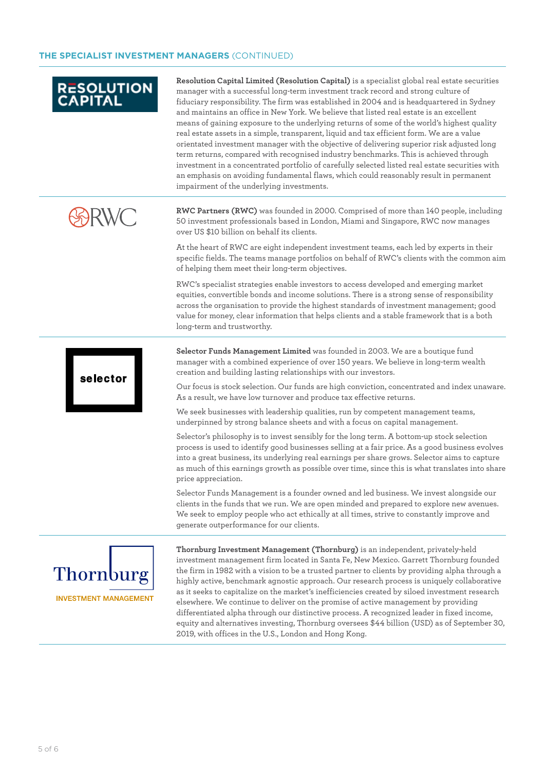## THE SPECIALIST INVESTMENT MANAGERS (CONTINUED)

RESOLUTION CAPITAL

**Resolution Capital Limited (Resolution Capital)** is a specialist global real estate securities manager with a successful long-term investment track record and strong culture of fiduciary responsibility. The firm was established in 2004 and is headquartered in Sydney and maintains an office in New York. We believe that listed real estate is an excellent means of gaining exposure to the underlying returns of some of the world's highest quality real estate assets in a simple, transparent, liquid and tax efficient form. We are a value orientated investment manager with the objective of delivering superior risk adjusted long term returns, compared with recognised industry benchmarks. This is achieved through investment in a concentrated portfolio of carefully selected listed real estate securities with an emphasis on avoiding fundamental flaws, which could reasonably result in permanent impairment of the underlying investments.

RWC

**RWC Partners (RWC)** was founded in 2000. Comprised of more than 140 people, including 50 investment professionals based in London, Miami and Singapore, RWC now manages over US $10 billion on behalf its clients.

At the heart of RWC are eight independent investment teams, each led by experts in their specific fields. The teams manage portfolios on behalf of RWC's clients with the common aim of helping them meet their long-term objectives.

RWC's specialist strategies enable investors to access developed and emerging market equities, convertible bonds and income solutions. There is a strong sense of responsibility across the organisation to provide the highest standards of investment management; good value for money, clear information that helps clients and a stable framework that is a both long-term and trustworthy.

selector

**Selector Funds Management Limited** was founded in 2003. We are a boutique fund manager with a combined experience of over 150 years. We believe in long-term wealth creation and building lasting relationships with our investors.

Our focus is stock selection. Our funds are high conviction, concentrated and index unaware. As a result, we have low turnover and produce tax effective returns.

We seek businesses with leadership qualities, run by competent management teams, underpinned by strong balance sheets and with a focus on capital management.

Selector's philosophy is to invest sensibly for the long term. A bottom-up stock selection process is used to identify good businesses selling at a fair price. As a good business evolves into a great business, its underlying real earnings per share grows. Selector aims to capture as much of this earnings growth as possible over time, since this is what translates into share price appreciation.

Selector Funds Management is a founder owned and led business. We invest alongside our clients in the funds that we run. We are open minded and prepared to explore new avenues. We seek to employ people who act ethically at all times, strive to constantly improve and generate outperformance for our clients.

Thornburg INVESTMENT MANAGEMENT

**Thornburg Investment Management (Thornburg)** is an independent, privately-held investment management firm located in Santa Fe, New Mexico. Garrett Thornburg founded the firm in 1982 with a vision to be a trusted partner to clients by providing alpha through a highly active, benchmark agnostic approach. Our research process is uniquely collaborative as it seeks to capitalize on the market's inefficiencies created by siloed investment research elsewhere. We continue to deliver on the promise of active management by providing differentiated alpha through our distinctive process. A recognized leader in fixed income, equity and alternatives investing, Thornburg oversees $44 billion (USD) as of September 30, 2019, with offices in the U.S., London and Hong Kong.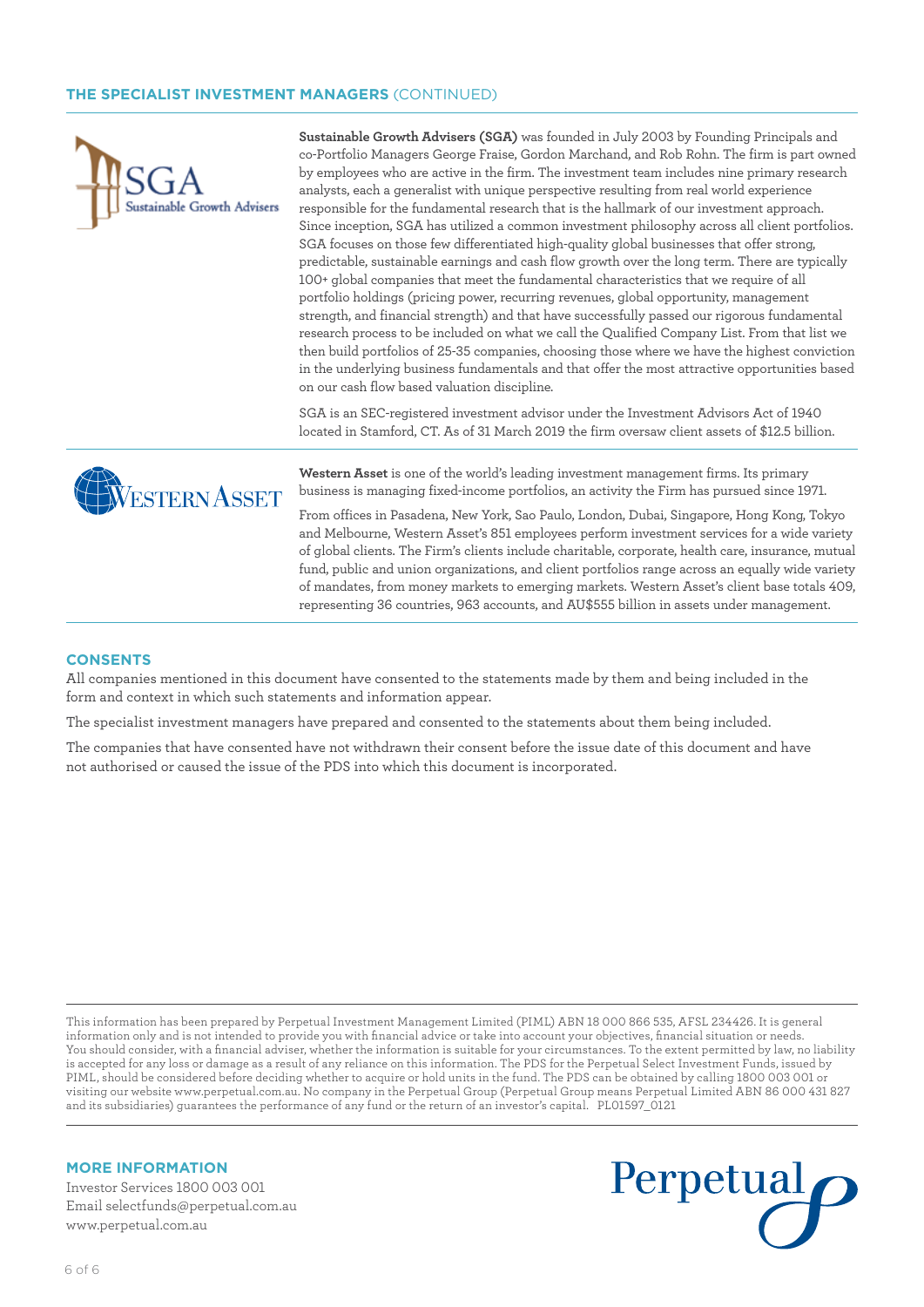## THE SPECIALIST INVESTMENT MANAGERS (CONTINUED)

**Sustainable Growth Advisers (SGA)** was founded in July 2003 by Founding Principals and co-Portfolio Managers George Fraise, Gordon Marchand, and Rob Rohn. The firm is part owned by employees who are active in the firm. The investment team includes nine primary research analysts, each a generalist with unique perspective resulting from real world experience responsible for the fundamental research that is the hallmark of our investment approach. Since inception, SGA has utilized a common investment philosophy across all client portfolios. SGA focuses on those few differentiated high-quality global businesses that offer strong, predictable, sustainable earnings and cash flow growth over the long term. There are typically 100+ global companies that meet the fundamental characteristics that we require of all portfolio holdings (pricing power, recurring revenues, global opportunity, management strength, and financial strength) and that have successfully passed our rigorous fundamental research process to be included on what we call the Qualified Company List. From that list we then build portfolios of 25-35 companies, choosing those where we have the highest conviction in the underlying business fundamentals and that offer the most attractive opportunities based on our cash flow based valuation discipline.

SGA is an SEC-registered investment advisor under the Investment Advisors Act of 1940 located in Stamford, CT. As of 31 March 2019 the firm oversaw client assets of $12.5 billion.

**Western Asset** is one of the world's leading investment management firms. Its primary business is managing fixed-income portfolios, an activity the Firm has pursued since 1971.

From offices in Pasadena, New York, Sao Paulo, London, Dubai, Singapore, Hong Kong, Tokyo and Melbourne, Western Asset's 851 employees perform investment services for a wide variety of global clients. The Firm's clients include charitable, corporate, health care, insurance, mutual fund, public and union organizations, and client portfolios range across an equally wide variety of mandates, from money markets to emerging markets. Western Asset's client base totals 409, representing 36 countries, 963 accounts, and AU$555 billion in assets under management.

## CONSENTS

All companies mentioned in this document have consented to the statements made by them and being included in the form and context in which such statements and information appear.

The specialist investment managers have prepared and consented to the statements about them being included.

The companies that have consented have not withdrawn their consent before the issue date of this document and have not authorised or caused the issue of the PDS into which this document is incorporated.

This information has been prepared by Perpetual Investment Management Limited (PIML) ABN 18 000 866 535, AFSL 234426. It is general information only and is not intended to provide you with financial advice or take into account your objectives, financial situation or needs. You should consider, with a financial adviser, whether the information is suitable for your circumstances. To the extent permitted by law, no liability is accepted for any loss or damage as a result of any reliance on this information. The PDS for the Perpetual Select Investment Funds, issued by PIML, should be considered before deciding whether to acquire or hold units in the fund. The PDS can be obtained by calling 1800 003 001 or visiting our website www.perpetual.com.au. No company in the Perpetual Group (Perpetual Group means Perpetual Limited ABN 86 000 431 827 and its subsidiaries) guarantees the performance of any fund or the return of an investor's capital. PL01597_0121

## MORE INFORMATION

Investor Services 1800 003 001
Email selectfunds@perpetual.com.au
www.perpetual.com.au